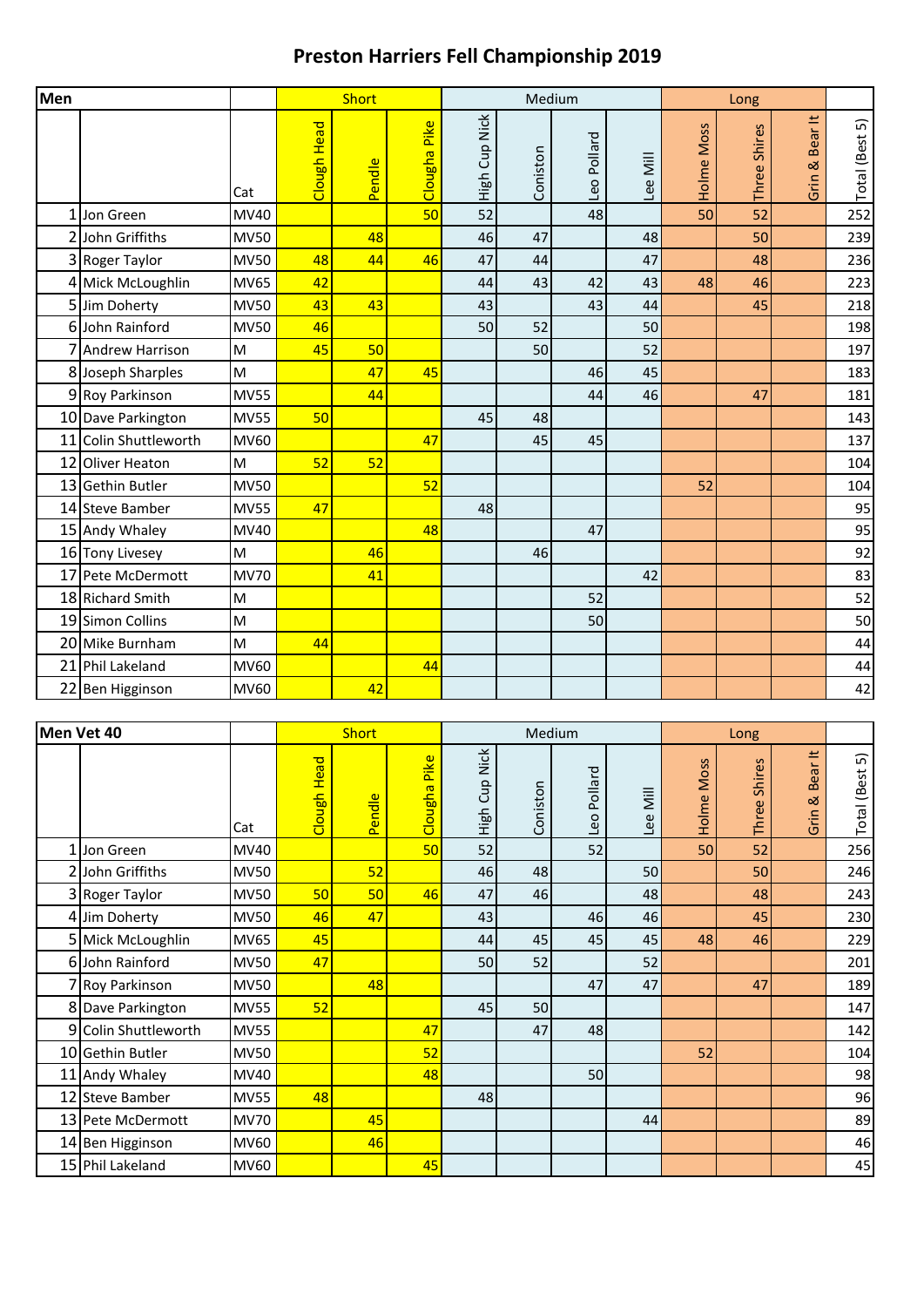# Preston Harriers Fell Championship 2019

| Men | | | Short | | | Medium | | | | Long | | | |
|---|---|---|---|---|---|---|---|---|---|---|---|---|---|
| | | Cat | Clough Head | Pendle | Clougha Pike | High Cup Nick | Coniston | Leo Pollard | Lee Mill | Holme Moss | Three Shires | Grin & Bear It | Total (Best 5) |
| 1 | Jon Green | MV40 | | | 50 | 52 | | 48 | | 50 | 52 | | 252 |
| 2 | John Griffiths | MV50 | | 48 | | 46 | 47 | | 48 | | 50 | | 239 |
| 3 | Roger Taylor | MV50 | 48 | 44 | 46 | 47 | 44 | | 47 | | 48 | | 236 |
| 4 | Mick McLoughlin | MV65 | 42 | | | 44 | 43 | 42 | 43 | 48 | 46 | | 223 |
| 5 | Jim Doherty | MV50 | 43 | 43 | | 43 | | 43 | 44 | | 45 | | 218 |
| 6 | John Rainford | MV50 | 46 | | | 50 | 52 | | 50 | | | | 198 |
| 7 | Andrew Harrison | M | 45 | 50 | | | 50 | | 52 | | | | 197 |
| 8 | Joseph Sharples | M | | 47 | 45 | | | 46 | 45 | | | | 183 |
| 9 | Roy Parkinson | MV55 | | 44 | | | | 44 | 46 | | 47 | | 181 |
| 10 | Dave Parkington | MV55 | 50 | | | 45 | 48 | | | | | | 143 |
| 11 | Colin Shuttleworth | MV60 | | | 47 | | 45 | 45 | | | | | 137 |
| 12 | Oliver Heaton | M | 52 | 52 | | | | | | | | | 104 |
| 13 | Gethin Butler | MV50 | | | 52 | | | | | 52 | | | 104 |
| 14 | Steve Bamber | MV55 | 47 | | | 48 | | | | | | | 95 |
| 15 | Andy Whaley | MV40 | | | 48 | | | 47 | | | | | 95 |
| 16 | Tony Livesey | M | | 46 | | | 46 | | | | | | 92 |
| 17 | Pete McDermott | MV70 | | 41 | | | | | 42 | | | | 83 |
| 18 | Richard Smith | M | | | | | | 52 | | | | | 52 |
| 19 | Simon Collins | M | | | | | | 50 | | | | | 50 |
| 20 | Mike Burnham | M | 44 | | | | | | | | | | 44 |
| 21 | Phil Lakeland | MV60 | | | 44 | | | | | | | | 44 |
| 22 | Ben Higginson | MV60 | | 42 | | | | | | | | | 42 |

| Men Vet 40 | | | Short | | | Medium | | | | Long | | | |
|---|---|---|---|---|---|---|---|---|---|---|---|---|---|
| | | Cat | Clough Head | Pendle | Clougha Pike | High Cup Nick | Coniston | Leo Pollard | Lee Mill | Holme Moss | Three Shires | Grin & Bear It | Total (Best 5) |
| 1 | Jon Green | MV40 | | | 50 | 52 | | 52 | | 50 | 52 | | 256 |
| 2 | John Griffiths | MV50 | | 52 | | 46 | 48 | | 50 | | 50 | | 246 |
| 3 | Roger Taylor | MV50 | 50 | 50 | 46 | 47 | 46 | | 48 | | 48 | | 243 |
| 4 | Jim Doherty | MV50 | 46 | 47 | | 43 | | 46 | 46 | | 45 | | 230 |
| 5 | Mick McLoughlin | MV65 | 45 | | | 44 | 45 | 45 | 45 | 48 | 46 | | 229 |
| 6 | John Rainford | MV50 | 47 | | | 50 | 52 | | 52 | | | | 201 |
| 7 | Roy Parkinson | MV50 | | 48 | | | | 47 | 47 | | 47 | | 189 |
| 8 | Dave Parkington | MV55 | 52 | | | 45 | 50 | | | | | | 147 |
| 9 | Colin Shuttleworth | MV55 | | | 47 | | 47 | 48 | | | | | 142 |
| 10 | Gethin Butler | MV50 | | | 52 | | | | | 52 | | | 104 |
| 11 | Andy Whaley | MV40 | | | 48 | | | 50 | | | | | 98 |
| 12 | Steve Bamber | MV55 | 48 | | | 48 | | | | | | | 96 |
| 13 | Pete McDermott | MV70 | | 45 | | | | | 44 | | | | 89 |
| 14 | Ben Higginson | MV60 | | 46 | | | | | | | | | 46 |
| 15 | Phil Lakeland | MV60 | | | 45 | | | | | | | | 45 |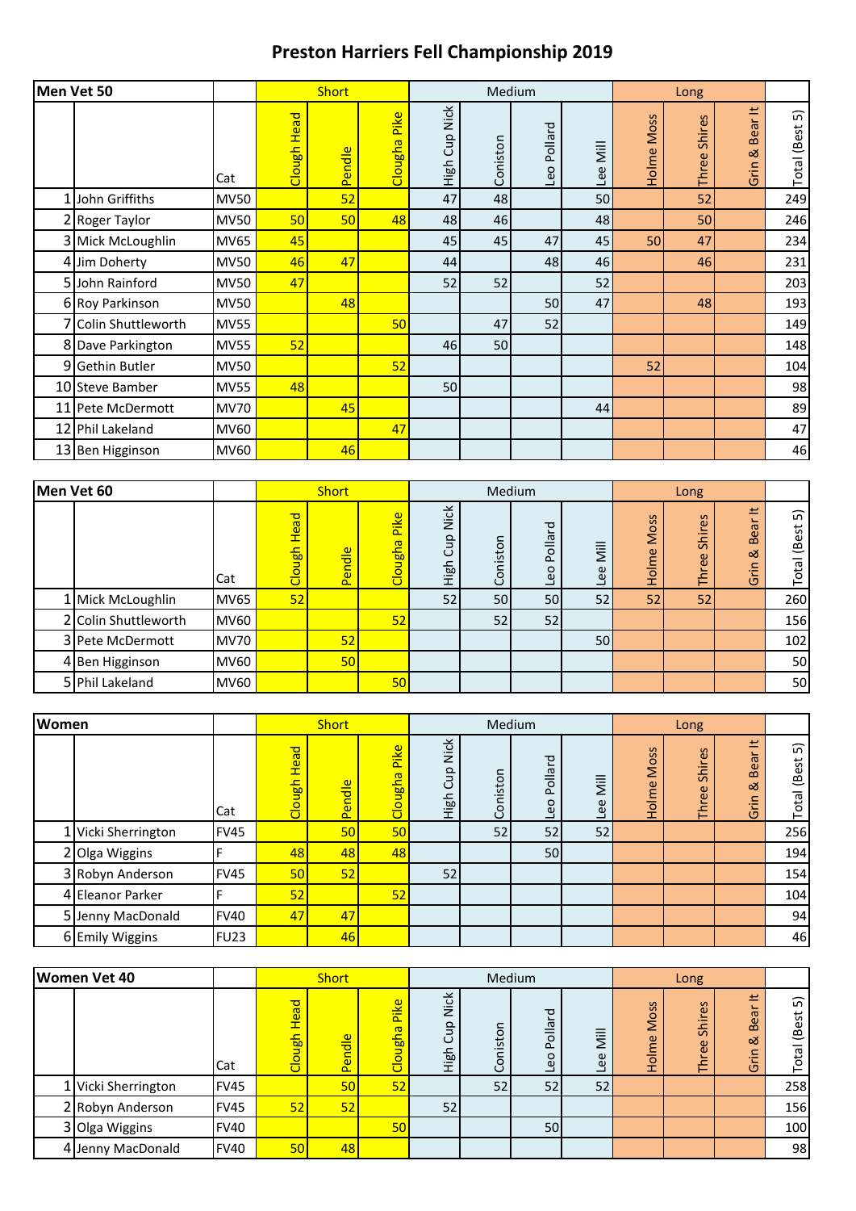# Preston Harriers Fell Championship 2019

| Men Vet 50 | | | Short | | | Medium | | | | Long | | | |
|---|---|---|---|---|---|---|---|---|---|---|---|---|---|
| | | Cat | Clough Head | Pendle | Clougha Pike | High Cup Nick | Coniston | Leo Pollard | Lee Mill | Holme Moss | Three Shires | Grin & Bear It | Total (Best 5) |
| 1 | John Griffiths | MV50 | | 52 | | 47 | 48 | | 50 | | 52 | | 249 |
| 2 | Roger Taylor | MV50 | 50 | 50 | 48 | 48 | 46 | | 48 | | 50 | | 246 |
| 3 | Mick McLoughlin | MV65 | 45 | | | 45 | 45 | 47 | 45 | 50 | 47 | | 234 |
| 4 | Jim Doherty | MV50 | 46 | 47 | | 44 | | 48 | 46 | | 46 | | 231 |
| 5 | John Rainford | MV50 | 47 | | | 52 | 52 | | 52 | | | | 203 |
| 6 | Roy Parkinson | MV50 | | 48 | | | | 50 | 47 | | 48 | | 193 |
| 7 | Colin Shuttleworth | MV55 | | | 50 | | 47 | 52 | | | | | 149 |
| 8 | Dave Parkington | MV55 | 52 | | | 46 | 50 | | | | | | 148 |
| 9 | Gethin Butler | MV50 | | | 52 | | | | | 52 | | | 104 |
| 10 | Steve Bamber | MV55 | 48 | | | 50 | | | | | | | 98 |
| 11 | Pete McDermott | MV70 | | 45 | | | | | 44 | | | | 89 |
| 12 | Phil Lakeland | MV60 | | | 47 | | | | | | | | 47 |
| 13 | Ben Higginson | MV60 | | 46 | | | | | | | | | 46 |

| Men Vet 60 | | | Short | | | Medium | | | | Long | | | |
|---|---|---|---|---|---|---|---|---|---|---|---|---|---|
| | | Cat | Clough Head | Pendle | Clougha Pike | High Cup Nick | Coniston | Leo Pollard | Lee Mill | Holme Moss | Three Shires | Grin & Bear It | Total (Best 5) |
| 1 | Mick McLoughlin | MV65 | 52 | | | 52 | 50 | 50 | 52 | 52 | 52 | | 260 |
| 2 | Colin Shuttleworth | MV60 | | | 52 | | 52 | 52 | | | | | 156 |
| 3 | Pete McDermott | MV70 | | 52 | | | | | 50 | | | | 102 |
| 4 | Ben Higginson | MV60 | | 50 | | | | | | | | | 50 |
| 5 | Phil Lakeland | MV60 | | | 50 | | | | | | | | 50 |

| Women | | | Short | | | Medium | | | | Long | | | |
|---|---|---|---|---|---|---|---|---|---|---|---|---|---|
| | | Cat | Clough Head | Pendle | Clougha Pike | High Cup Nick | Coniston | Leo Pollard | Lee Mill | Holme Moss | Three Shires | Grin & Bear It | Total (Best 5) |
| 1 | Vicki Sherrington | FV45 | | 50 | 50 | | 52 | 52 | 52 | | | | 256 |
| 2 | Olga Wiggins | F | 48 | 48 | 48 | | | 50 | | | | | 194 |
| 3 | Robyn Anderson | FV45 | 50 | 52 | | 52 | | | | | | | 154 |
| 4 | Eleanor Parker | F | 52 | | 52 | | | | | | | | 104 |
| 5 | Jenny MacDonald | FV40 | 47 | 47 | | | | | | | | | 94 |
| 6 | Emily Wiggins | FU23 | | 46 | | | | | | | | | 46 |

| Women Vet 40 | | | Short | | | Medium | | | | Long | | | |
|---|---|---|---|---|---|---|---|---|---|---|---|---|---|
| | | Cat | Clough Head | Pendle | Clougha Pike | High Cup Nick | Coniston | Leo Pollard | Lee Mill | Holme Moss | Three Shires | Grin & Bear It | Total (Best 5) |
| 1 | Vicki Sherrington | FV45 | | 50 | 52 | | 52 | 52 | 52 | | | | 258 |
| 2 | Robyn Anderson | FV45 | 52 | 52 | | 52 | | | | | | | 156 |
| 3 | Olga Wiggins | FV40 | | | 50 | | | 50 | | | | | 100 |
| 4 | Jenny MacDonald | FV40 | 50 | 48 | | | | | | | | | 98 |